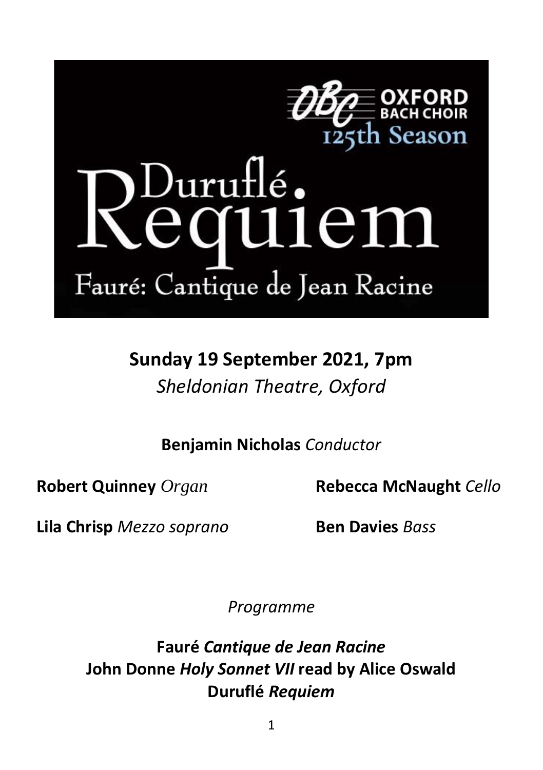OBC OXFORD BACH CHOIR

125th Season

# Duruflé Requiem

## Fauré: Cantique de Jean Racine

**Sunday 19 September 2021, 7pm**

*Sheldonian Theatre, Oxford*

**Benjamin Nicholas** *Conductor*

**Robert Quinney** *Organ*

**Rebecca McNaught** *Cello*

**Lila Chrisp** *Mezzo soprano*

**Ben Davies** *Bass*

*Programme*

**Fauré** ***Cantique de Jean Racine***

**John Donne** ***Holy Sonnet VII*** **read by Alice Oswald**

**Duruflé** ***Requiem***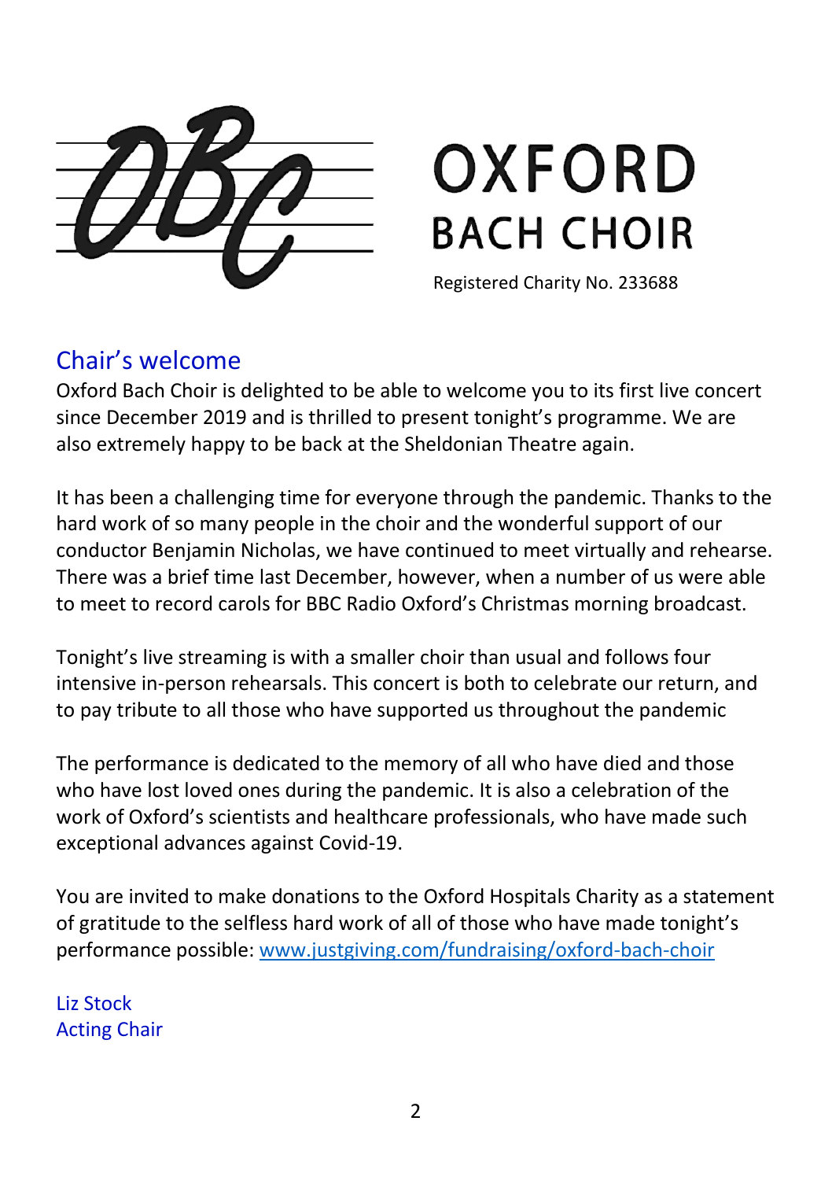OXFORD
BACH CHOIR

Registered Charity No. 233688

## Chair's welcome

Oxford Bach Choir is delighted to be able to welcome you to its first live concert since December 2019 and is thrilled to present tonight's programme. We are also extremely happy to be back at the Sheldonian Theatre again.

It has been a challenging time for everyone through the pandemic. Thanks to the hard work of so many people in the choir and the wonderful support of our conductor Benjamin Nicholas, we have continued to meet virtually and rehearse. There was a brief time last December, however, when a number of us were able to meet to record carols for BBC Radio Oxford's Christmas morning broadcast.

Tonight's live streaming is with a smaller choir than usual and follows four intensive in-person rehearsals. This concert is both to celebrate our return, and to pay tribute to all those who have supported us throughout the pandemic

The performance is dedicated to the memory of all who have died and those who have lost loved ones during the pandemic. It is also a celebration of the work of Oxford's scientists and healthcare professionals, who have made such exceptional advances against Covid-19.

You are invited to make donations to the Oxford Hospitals Charity as a statement of gratitude to the selfless hard work of all of those who have made tonight's performance possible: [www.justgiving.com/fundraising/oxford-bach-choir](http://www.justgiving.com/fundraising/oxford-bach-choir)

Liz Stock
Acting Chair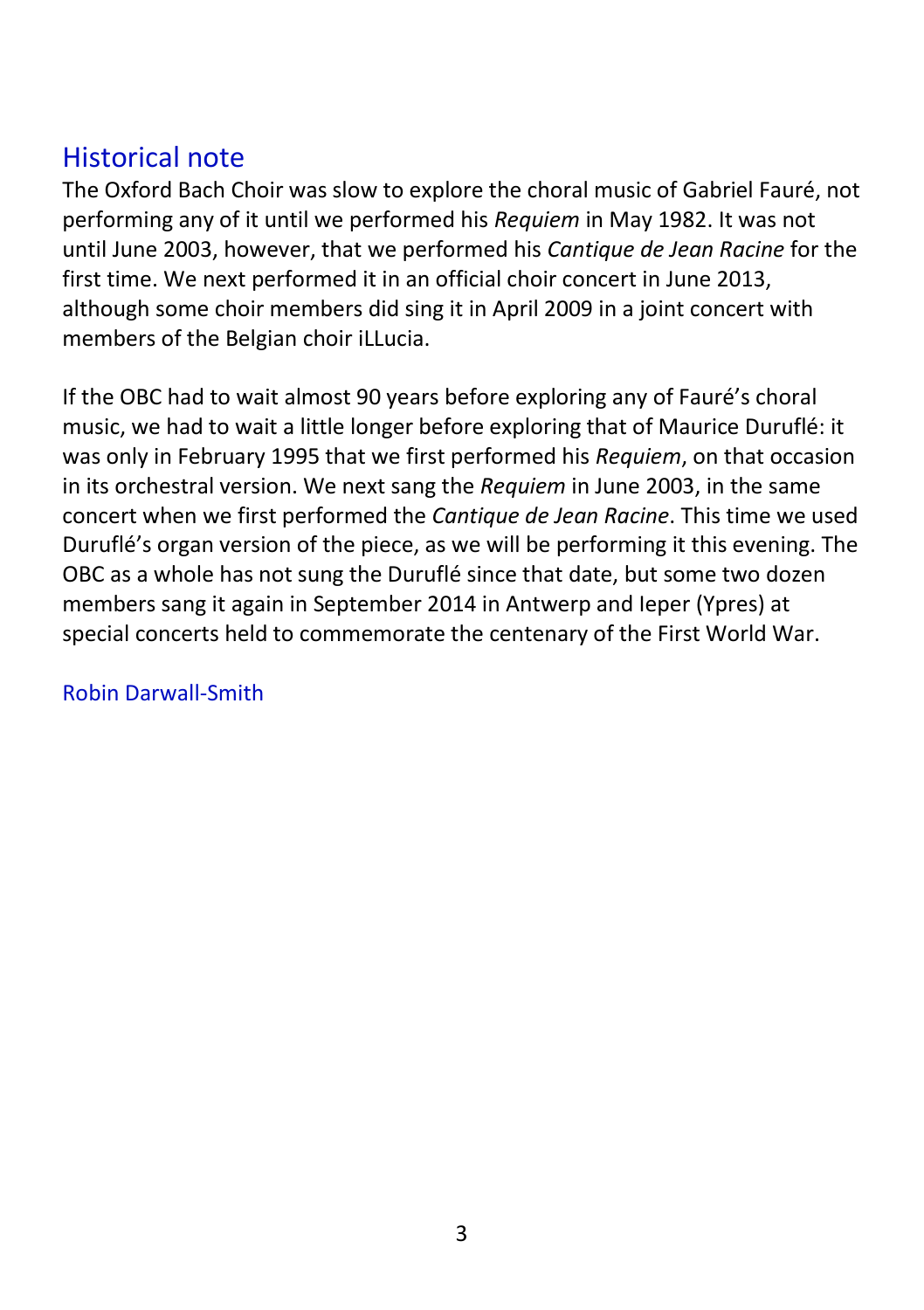## Historical note

The Oxford Bach Choir was slow to explore the choral music of Gabriel Fauré, not performing any of it until we performed his *Requiem* in May 1982. It was not until June 2003, however, that we performed his *Cantique de Jean Racine* for the first time. We next performed it in an official choir concert in June 2013, although some choir members did sing it in April 2009 in a joint concert with members of the Belgian choir iLLucia.

If the OBC had to wait almost 90 years before exploring any of Fauré's choral music, we had to wait a little longer before exploring that of Maurice Duruflé: it was only in February 1995 that we first performed his *Requiem*, on that occasion in its orchestral version. We next sang the *Requiem* in June 2003, in the same concert when we first performed the *Cantique de Jean Racine*. This time we used Duruflé's organ version of the piece, as we will be performing it this evening. The OBC as a whole has not sung the Duruflé since that date, but some two dozen members sang it again in September 2014 in Antwerp and Ieper (Ypres) at special concerts held to commemorate the centenary of the First World War.

Robin Darwall-Smith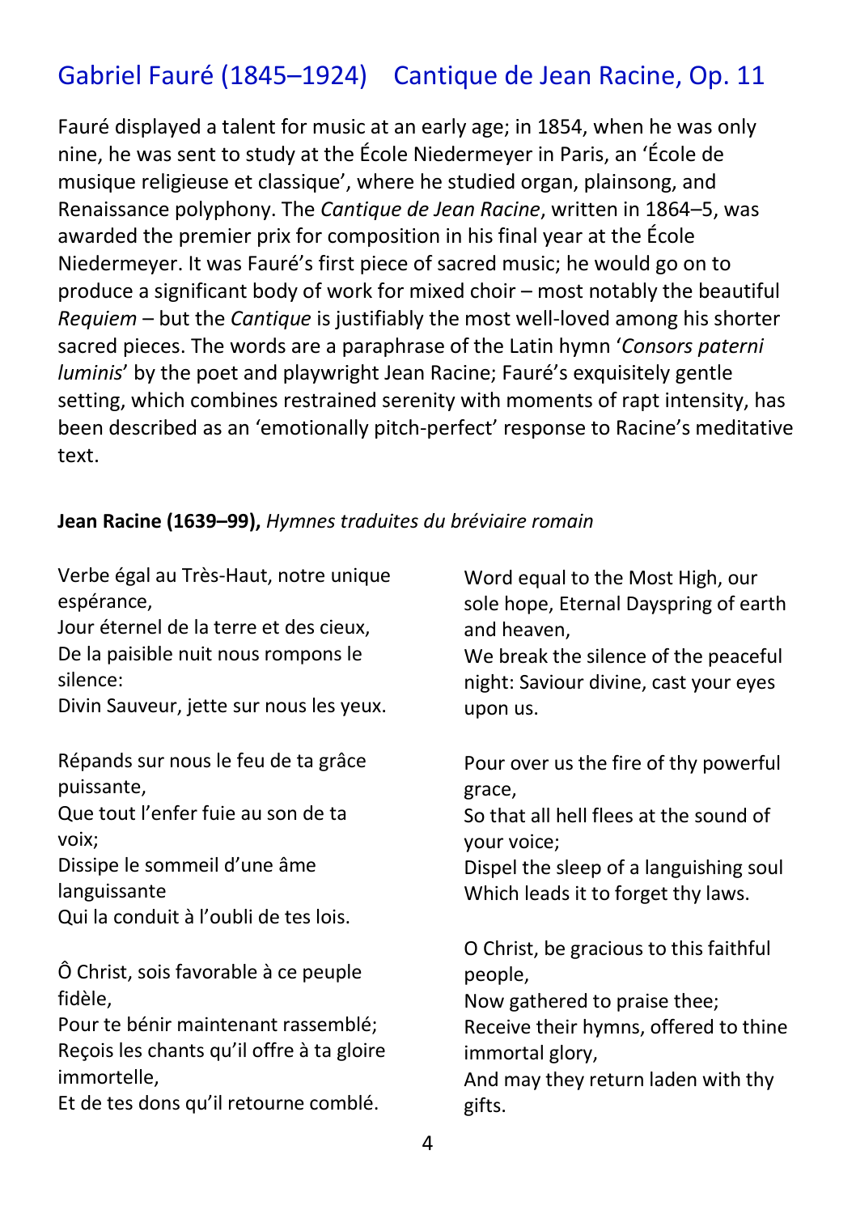## Gabriel Fauré (1845–1924) Cantique de Jean Racine, Op. 11

Fauré displayed a talent for music at an early age; in 1854, when he was only nine, he was sent to study at the École Niedermeyer in Paris, an 'École de musique religieuse et classique', where he studied organ, plainsong, and Renaissance polyphony. The *Cantique de Jean Racine*, written in 1864–5, was awarded the premier prix for composition in his final year at the École Niedermeyer. It was Fauré's first piece of sacred music; he would go on to produce a significant body of work for mixed choir – most notably the beautiful *Requiem* – but the *Cantique* is justifiably the most well-loved among his shorter sacred pieces. The words are a paraphrase of the Latin hymn '*Consors paterni luminis*' by the poet and playwright Jean Racine; Fauré's exquisitely gentle setting, which combines restrained serenity with moments of rapt intensity, has been described as an 'emotionally pitch-perfect' response to Racine's meditative text.

**Jean Racine (1639–99),** *Hymnes traduites du bréviaire romain*

Verbe égal au Très-Haut, notre unique espérance,
Jour éternel de la terre et des cieux,
De la paisible nuit nous rompons le silence:
Divin Sauveur, jette sur nous les yeux.

Répands sur nous le feu de ta grâce puissante,
Que tout l'enfer fuie au son de ta voix;
Dissipe le sommeil d'une âme languissante
Qui la conduit à l'oubli de tes lois.

Ô Christ, sois favorable à ce peuple fidèle,
Pour te bénir maintenant rassemblé;
Reçois les chants qu'il offre à ta gloire immortelle,
Et de tes dons qu'il retourne comblé.

Word equal to the Most High, our sole hope, Eternal Dayspring of earth and heaven,
We break the silence of the peaceful night: Saviour divine, cast your eyes upon us.

Pour over us the fire of thy powerful grace,
So that all hell flees at the sound of your voice;
Dispel the sleep of a languishing soul
Which leads it to forget thy laws.

O Christ, be gracious to this faithful people,
Now gathered to praise thee;
Receive their hymns, offered to thine immortal glory,
And may they return laden with thy gifts.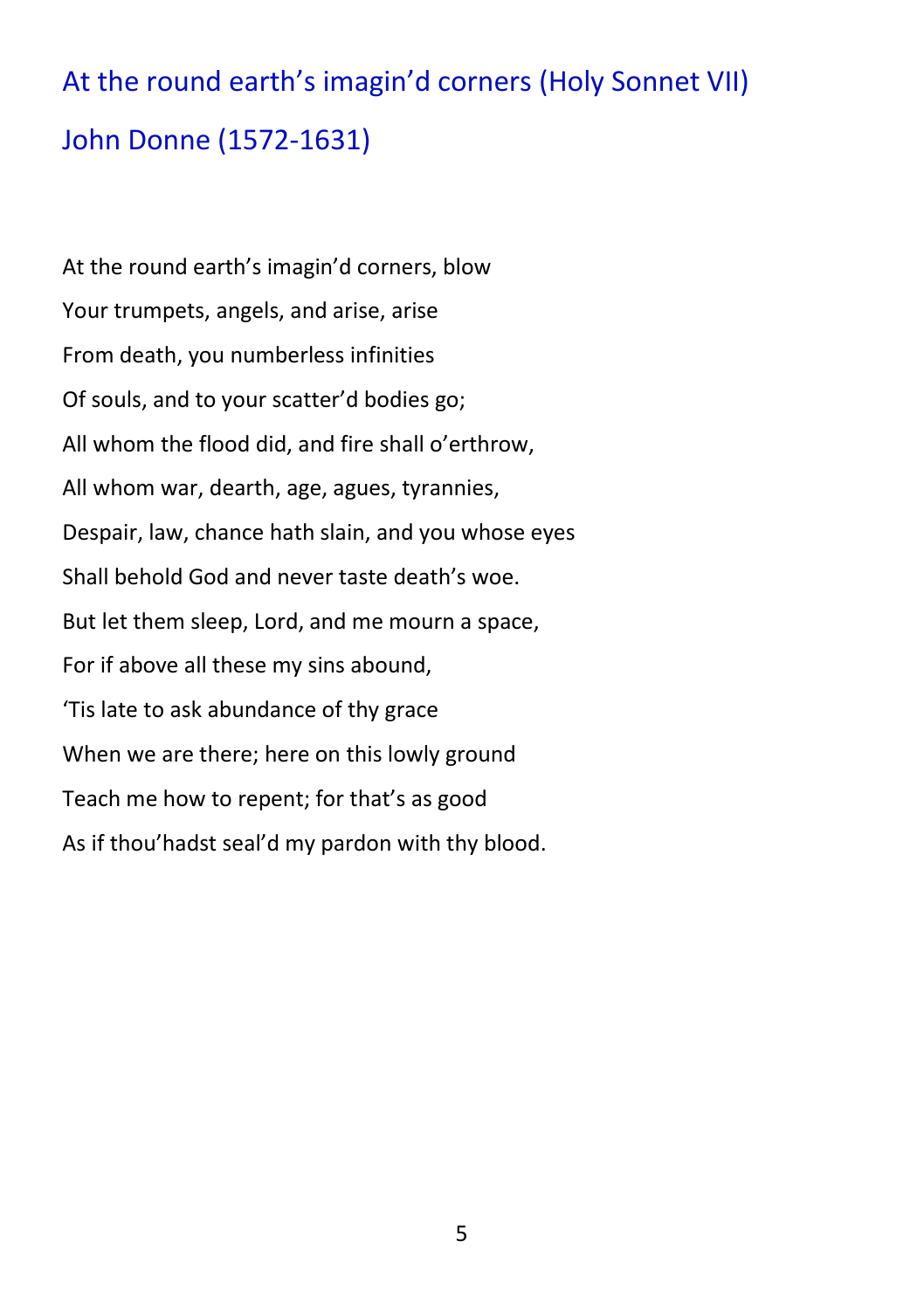## At the round earth's imagin'd corners (Holy Sonnet VII)

## John Donne (1572-1631)

At the round earth's imagin'd corners, blow  
Your trumpets, angels, and arise, arise  
From death, you numberless infinities  
Of souls, and to your scatter'd bodies go;  
All whom the flood did, and fire shall o'erthrow,  
All whom war, dearth, age, agues, tyrannies,  
Despair, law, chance hath slain, and you whose eyes  
Shall behold God and never taste death's woe.  
But let them sleep, Lord, and me mourn a space,  
For if above all these my sins abound,  
'Tis late to ask abundance of thy grace  
When we are there; here on this lowly ground  
Teach me how to repent; for that's as good  
As if thou'hadst seal'd my pardon with thy blood.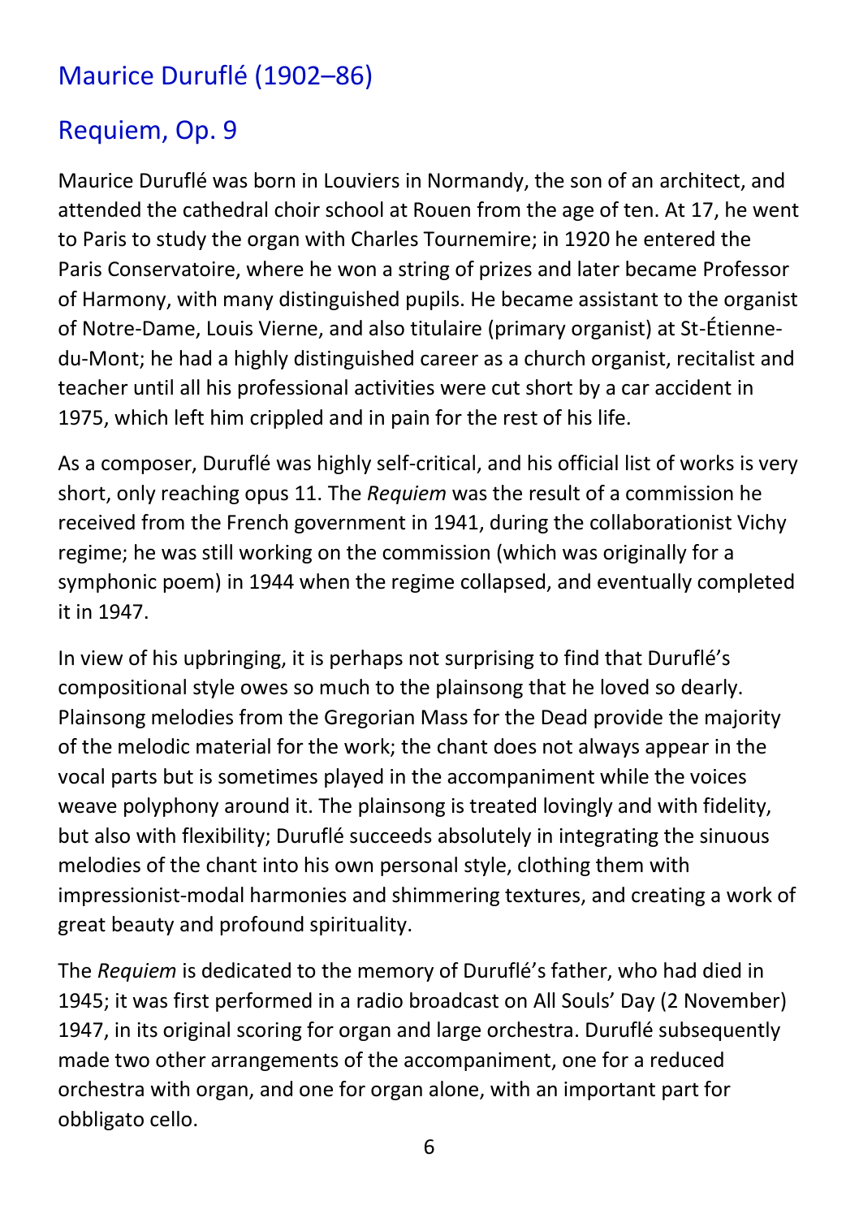## Maurice Duruflé (1902–86)

## Requiem, Op. 9

Maurice Duruflé was born in Louviers in Normandy, the son of an architect, and attended the cathedral choir school at Rouen from the age of ten. At 17, he went to Paris to study the organ with Charles Tournemire; in 1920 he entered the Paris Conservatoire, where he won a string of prizes and later became Professor of Harmony, with many distinguished pupils. He became assistant to the organist of Notre-Dame, Louis Vierne, and also titulaire (primary organist) at St-Étienne-du-Mont; he had a highly distinguished career as a church organist, recitalist and teacher until all his professional activities were cut short by a car accident in 1975, which left him crippled and in pain for the rest of his life.

As a composer, Duruflé was highly self-critical, and his official list of works is very short, only reaching opus 11. The *Requiem* was the result of a commission he received from the French government in 1941, during the collaborationist Vichy regime; he was still working on the commission (which was originally for a symphonic poem) in 1944 when the regime collapsed, and eventually completed it in 1947.

In view of his upbringing, it is perhaps not surprising to find that Duruflé's compositional style owes so much to the plainsong that he loved so dearly. Plainsong melodies from the Gregorian Mass for the Dead provide the majority of the melodic material for the work; the chant does not always appear in the vocal parts but is sometimes played in the accompaniment while the voices weave polyphony around it. The plainsong is treated lovingly and with fidelity, but also with flexibility; Duruflé succeeds absolutely in integrating the sinuous melodies of the chant into his own personal style, clothing them with impressionist-modal harmonies and shimmering textures, and creating a work of great beauty and profound spirituality.

The *Requiem* is dedicated to the memory of Duruflé's father, who had died in 1945; it was first performed in a radio broadcast on All Souls' Day (2 November) 1947, in its original scoring for organ and large orchestra. Duruflé subsequently made two other arrangements of the accompaniment, one for a reduced orchestra with organ, and one for organ alone, with an important part for obbligato cello.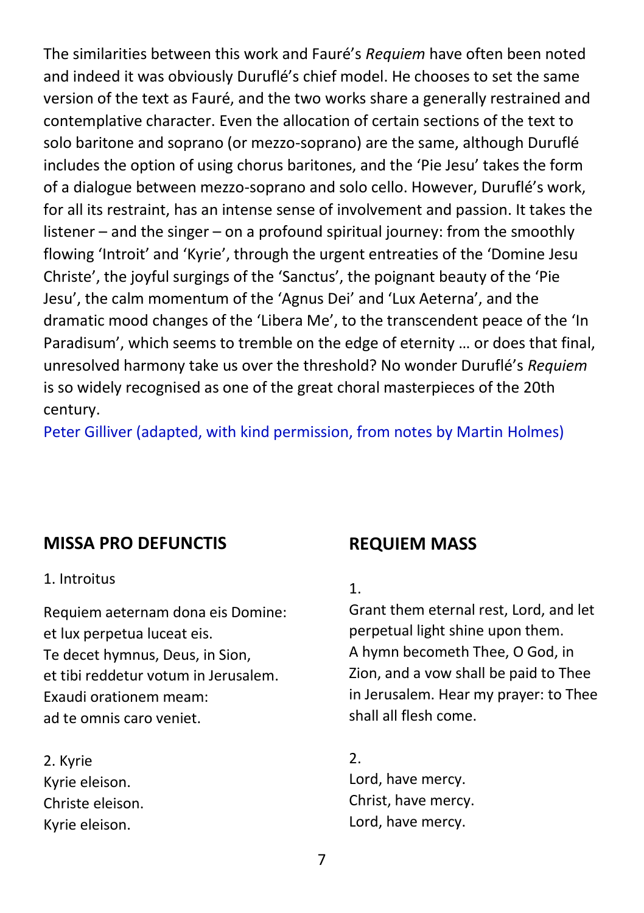The similarities between this work and Fauré's *Requiem* have often been noted and indeed it was obviously Duruflé's chief model. He chooses to set the same version of the text as Fauré, and the two works share a generally restrained and contemplative character. Even the allocation of certain sections of the text to solo baritone and soprano (or mezzo-soprano) are the same, although Duruflé includes the option of using chorus baritones, and the 'Pie Jesu' takes the form of a dialogue between mezzo-soprano and solo cello. However, Duruflé's work, for all its restraint, has an intense sense of involvement and passion. It takes the listener – and the singer – on a profound spiritual journey: from the smoothly flowing 'Introit' and 'Kyrie', through the urgent entreaties of the 'Domine Jesu Christe', the joyful surgings of the 'Sanctus', the poignant beauty of the 'Pie Jesu', the calm momentum of the 'Agnus Dei' and 'Lux Aeterna', and the dramatic mood changes of the 'Libera Me', to the transcendent peace of the 'In Paradisum', which seems to tremble on the edge of eternity … or does that final, unresolved harmony take us over the threshold? No wonder Duruflé's *Requiem* is so widely recognised as one of the great choral masterpieces of the 20th century.

Peter Gilliver (adapted, with kind permission, from notes by Martin Holmes)

## MISSA PRO DEFUNCTIS

1. Introitus

Requiem aeternam dona eis Domine:
et lux perpetua luceat eis.
Te decet hymnus, Deus, in Sion,
et tibi reddetur votum in Jerusalem.
Exaudi orationem meam:
ad te omnis caro veniet.

2. Kyrie
Kyrie eleison.
Christe eleison.
Kyrie eleison.

## REQUIEM MASS

1.
Grant them eternal rest, Lord, and let perpetual light shine upon them. A hymn becometh Thee, O God, in Zion, and a vow shall be paid to Thee in Jerusalem. Hear my prayer: to Thee shall all flesh come.

2.
Lord, have mercy.
Christ, have mercy.
Lord, have mercy.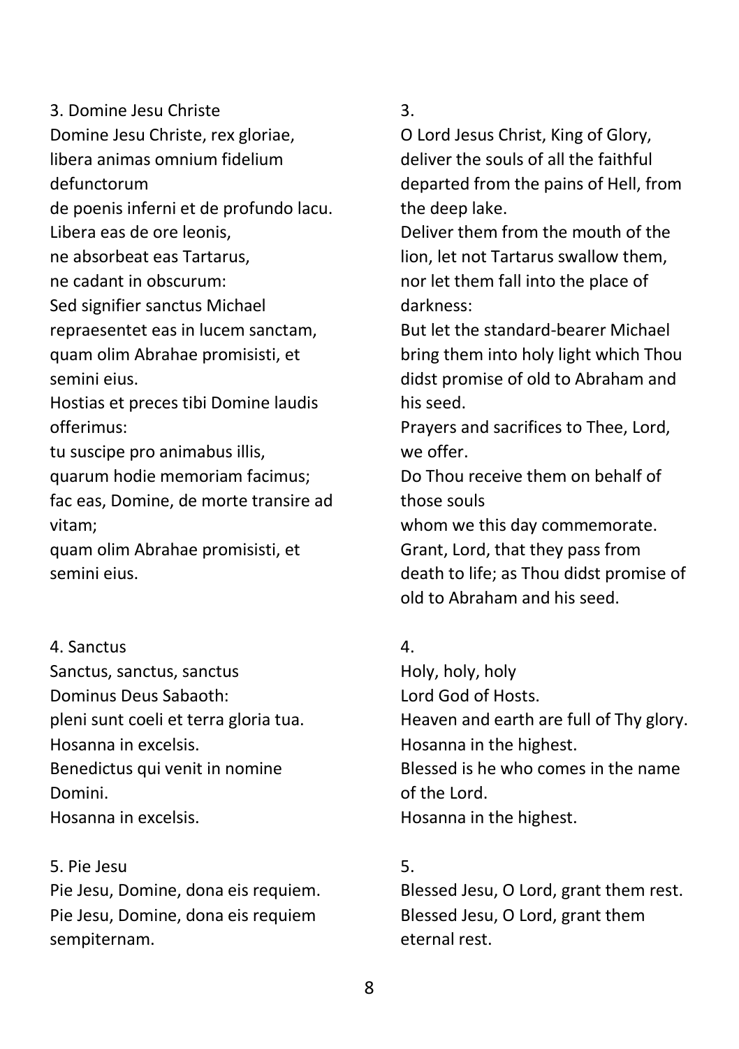3. Domine Jesu Christe

Domine Jesu Christe, rex gloriae,
libera animas omnium fidelium defunctorum
de poenis inferni et de profundo lacu.
Libera eas de ore leonis,
ne absorbeat eas Tartarus,
ne cadant in obscurum:
Sed signifier sanctus Michael
repraesentet eas in lucem sanctam,
quam olim Abrahae promisisti, et semini eius.
Hostias et preces tibi Domine laudis offerimus:
tu suscipe pro animabus illis,
quarum hodie memoriam facimus;
fac eas, Domine, de morte transire ad vitam;
quam olim Abrahae promisisti, et semini eius.

3.

O Lord Jesus Christ, King of Glory,
deliver the souls of all the faithful departed from the pains of Hell, from the deep lake.
Deliver them from the mouth of the lion, let not Tartarus swallow them, nor let them fall into the place of darkness:
But let the standard-bearer Michael bring them into holy light which Thou didst promise of old to Abraham and his seed.
Prayers and sacrifices to Thee, Lord, we offer.
Do Thou receive them on behalf of those souls
whom we this day commemorate.
Grant, Lord, that they pass from death to life; as Thou didst promise of old to Abraham and his seed.

4. Sanctus

Sanctus, sanctus, sanctus
Dominus Deus Sabaoth:
pleni sunt coeli et terra gloria tua.
Hosanna in excelsis.
Benedictus qui venit in nomine Domini.
Hosanna in excelsis.

4.

Holy, holy, holy
Lord God of Hosts.
Heaven and earth are full of Thy glory.
Hosanna in the highest.
Blessed is he who comes in the name of the Lord.
Hosanna in the highest.

5. Pie Jesu

Pie Jesu, Domine, dona eis requiem.
Pie Jesu, Domine, dona eis requiem sempiternam.

5.

Blessed Jesu, O Lord, grant them rest.
Blessed Jesu, O Lord, grant them eternal rest.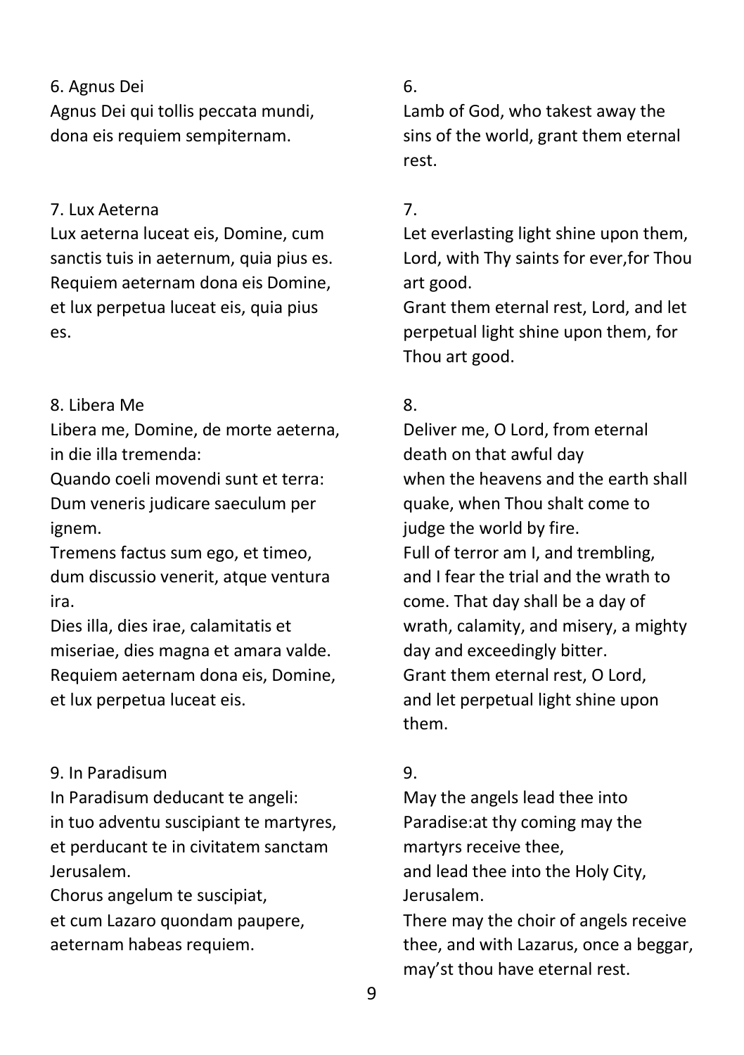6. Agnus Dei

Agnus Dei qui tollis peccata mundi,
dona eis requiem sempiternam.

6.

Lamb of God, who takest away the sins of the world, grant them eternal rest.

7. Lux Aeterna

Lux aeterna luceat eis, Domine, cum sanctis tuis in aeternum, quia pius es.
Requiem aeternam dona eis Domine, et lux perpetua luceat eis, quia pius es.

7.

Let everlasting light shine upon them, Lord, with Thy saints for ever,for Thou art good.
Grant them eternal rest, Lord, and let perpetual light shine upon them, for Thou art good.

8. Libera Me

Libera me, Domine, de morte aeterna, in die illa tremenda:
Quando coeli movendi sunt et terra:
Dum veneris judicare saeculum per ignem.
Tremens factus sum ego, et timeo, dum discussio venerit, atque ventura ira.
Dies illa, dies irae, calamitatis et miseriae, dies magna et amara valde.
Requiem aeternam dona eis, Domine, et lux perpetua luceat eis.

8.

Deliver me, O Lord, from eternal death on that awful day
when the heavens and the earth shall quake, when Thou shalt come to judge the world by fire.
Full of terror am I, and trembling, and I fear the trial and the wrath to come. That day shall be a day of wrath, calamity, and misery, a mighty day and exceedingly bitter.
Grant them eternal rest, O Lord,
and let perpetual light shine upon them.

9. In Paradisum

In Paradisum deducant te angeli:
in tuo adventu suscipiant te martyres,
et perducant te in civitatem sanctam Jerusalem.
Chorus angelum te suscipiat,
et cum Lazaro quondam paupere,
aeternam habeas requiem.

9.

May the angels lead thee into Paradise:at thy coming may the martyrs receive thee,
and lead thee into the Holy City, Jerusalem.
There may the choir of angels receive thee, and with Lazarus, once a beggar, may'st thou have eternal rest.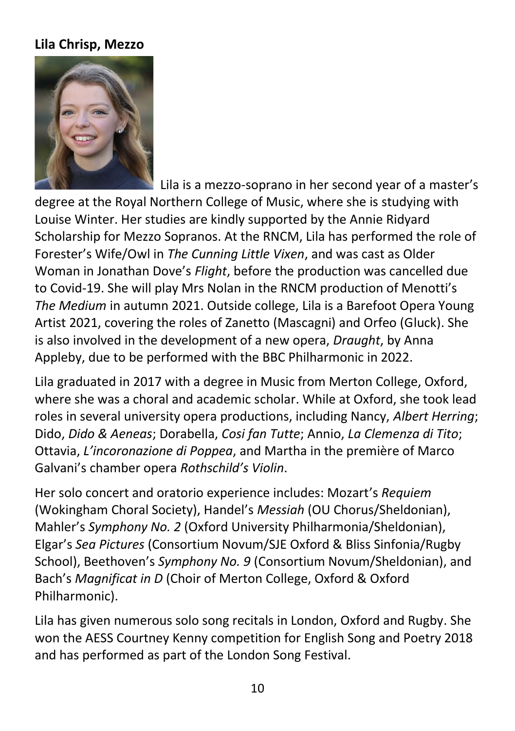**Lila Chrisp, Mezzo**

Lila is a mezzo-soprano in her second year of a master's degree at the Royal Northern College of Music, where she is studying with Louise Winter. Her studies are kindly supported by the Annie Ridyard Scholarship for Mezzo Sopranos. At the RNCM, Lila has performed the role of Forester's Wife/Owl in *The Cunning Little Vixen*, and was cast as Older Woman in Jonathan Dove's *Flight*, before the production was cancelled due to Covid-19. She will play Mrs Nolan in the RNCM production of Menotti's *The Medium* in autumn 2021. Outside college, Lila is a Barefoot Opera Young Artist 2021, covering the roles of Zanetto (Mascagni) and Orfeo (Gluck). She is also involved in the development of a new opera, *Draught*, by Anna Appleby, due to be performed with the BBC Philharmonic in 2022.

Lila graduated in 2017 with a degree in Music from Merton College, Oxford, where she was a choral and academic scholar. While at Oxford, she took lead roles in several university opera productions, including Nancy, *Albert Herring*; Dido, *Dido & Aeneas*; Dorabella, *Cosi fan Tutte*; Annio, *La Clemenza di Tito*; Ottavia, *L'incoronazione di Poppea*, and Martha in the première of Marco Galvani's chamber opera *Rothschild's Violin*.

Her solo concert and oratorio experience includes: Mozart's *Requiem* (Wokingham Choral Society), Handel's *Messiah* (OU Chorus/Sheldonian), Mahler's *Symphony No. 2* (Oxford University Philharmonia/Sheldonian), Elgar's *Sea Pictures* (Consortium Novum/SJE Oxford & Bliss Sinfonia/Rugby School), Beethoven's *Symphony No. 9* (Consortium Novum/Sheldonian), and Bach's *Magnificat in D* (Choir of Merton College, Oxford & Oxford Philharmonic).

Lila has given numerous solo song recitals in London, Oxford and Rugby. She won the AESS Courtney Kenny competition for English Song and Poetry 2018 and has performed as part of the London Song Festival.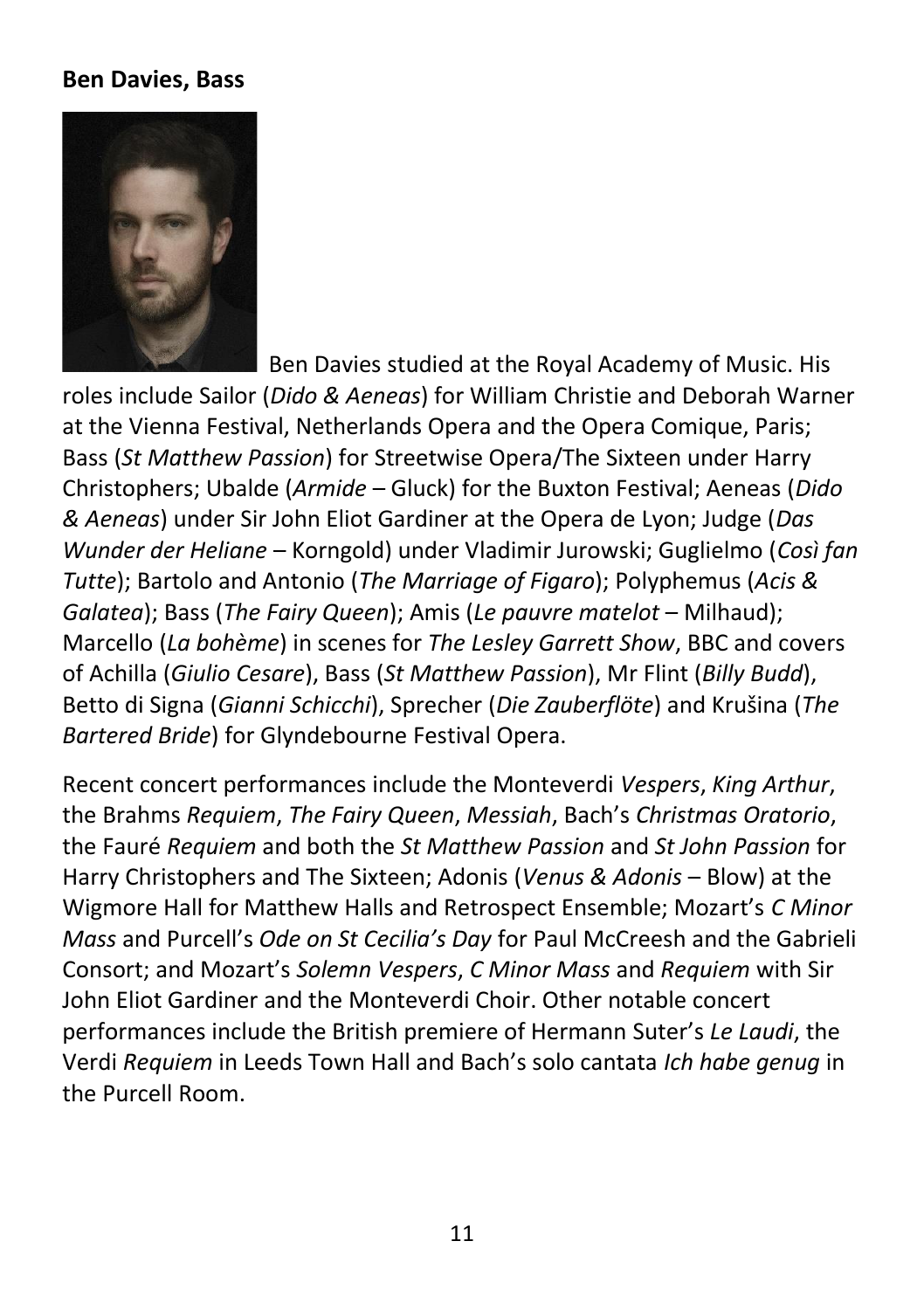**Ben Davies, Bass**

Ben Davies studied at the Royal Academy of Music. His roles include Sailor (*Dido & Aeneas*) for William Christie and Deborah Warner at the Vienna Festival, Netherlands Opera and the Opera Comique, Paris; Bass (*St Matthew Passion*) for Streetwise Opera/The Sixteen under Harry Christophers; Ubalde (*Armide* – Gluck) for the Buxton Festival; Aeneas (*Dido & Aeneas*) under Sir John Eliot Gardiner at the Opera de Lyon; Judge (*Das Wunder der Heliane* – Korngold) under Vladimir Jurowski; Guglielmo (*Così fan Tutte*); Bartolo and Antonio (*The Marriage of Figaro*); Polyphemus (*Acis & Galatea*); Bass (*The Fairy Queen*); Amis (*Le pauvre matelot* – Milhaud); Marcello (*La bohème*) in scenes for *The Lesley Garrett Show*, BBC and covers of Achilla (*Giulio Cesare*), Bass (*St Matthew Passion*), Mr Flint (*Billy Budd*), Betto di Signa (*Gianni Schicchi*), Sprecher (*Die Zauberflöte*) and Krušina (*The Bartered Bride*) for Glyndebourne Festival Opera.

Recent concert performances include the Monteverdi *Vespers*, *King Arthur*, the Brahms *Requiem*, *The Fairy Queen*, *Messiah*, Bach's *Christmas Oratorio*, the Fauré *Requiem* and both the *St Matthew Passion* and *St John Passion* for Harry Christophers and The Sixteen; Adonis (*Venus & Adonis* – Blow) at the Wigmore Hall for Matthew Halls and Retrospect Ensemble; Mozart's *C Minor Mass* and Purcell's *Ode on St Cecilia's Day* for Paul McCreesh and the Gabrieli Consort; and Mozart's *Solemn Vespers*, *C Minor Mass* and *Requiem* with Sir John Eliot Gardiner and the Monteverdi Choir. Other notable concert performances include the British premiere of Hermann Suter's *Le Laudi*, the Verdi *Requiem* in Leeds Town Hall and Bach's solo cantata *Ich habe genug* in the Purcell Room.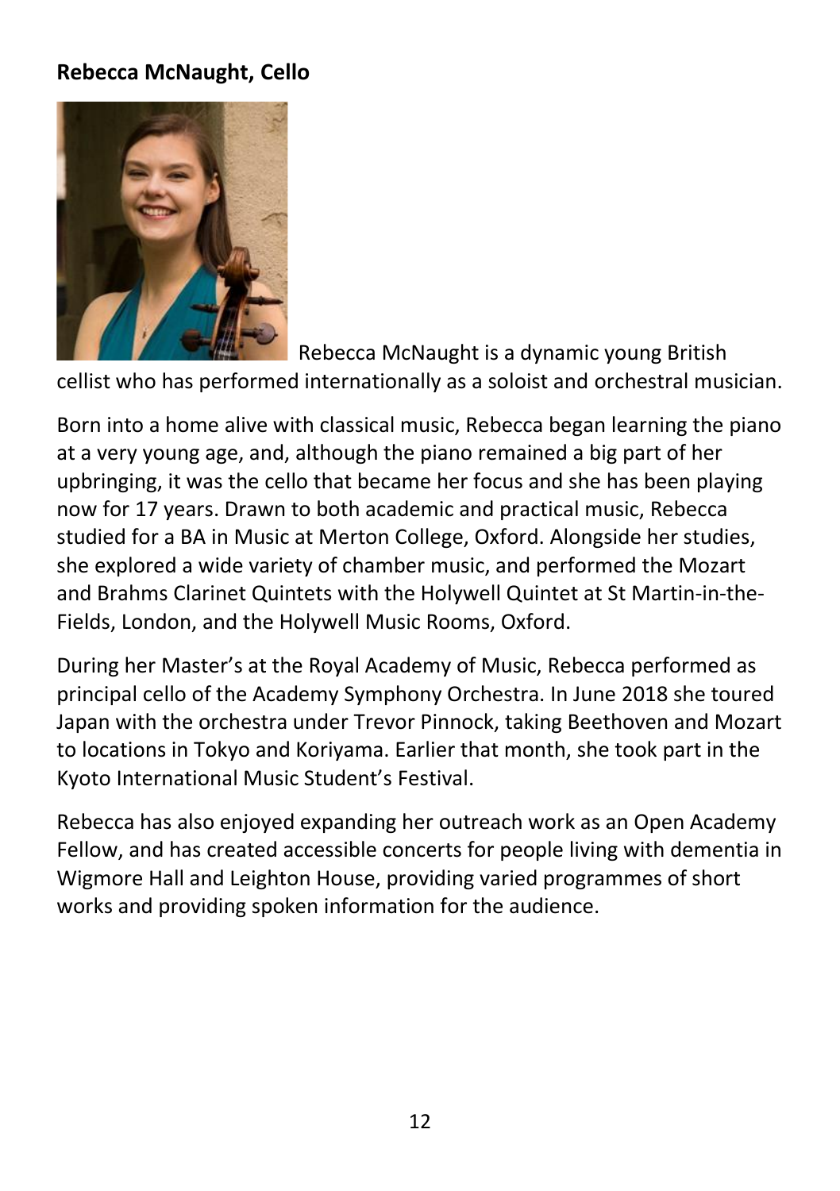**Rebecca McNaught, Cello**

Rebecca McNaught is a dynamic young British cellist who has performed internationally as a soloist and orchestral musician.

Born into a home alive with classical music, Rebecca began learning the piano at a very young age, and, although the piano remained a big part of her upbringing, it was the cello that became her focus and she has been playing now for 17 years. Drawn to both academic and practical music, Rebecca studied for a BA in Music at Merton College, Oxford. Alongside her studies, she explored a wide variety of chamber music, and performed the Mozart and Brahms Clarinet Quintets with the Holywell Quintet at St Martin-in-the-Fields, London, and the Holywell Music Rooms, Oxford.

During her Master's at the Royal Academy of Music, Rebecca performed as principal cello of the Academy Symphony Orchestra. In June 2018 she toured Japan with the orchestra under Trevor Pinnock, taking Beethoven and Mozart to locations in Tokyo and Koriyama. Earlier that month, she took part in the Kyoto International Music Student's Festival.

Rebecca has also enjoyed expanding her outreach work as an Open Academy Fellow, and has created accessible concerts for people living with dementia in Wigmore Hall and Leighton House, providing varied programmes of short works and providing spoken information for the audience.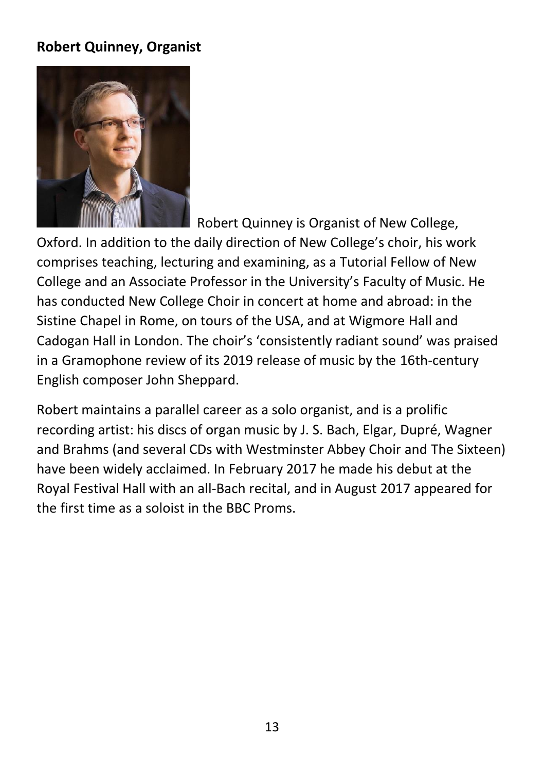**Robert Quinney, Organist**

Robert Quinney is Organist of New College, Oxford. In addition to the daily direction of New College's choir, his work comprises teaching, lecturing and examining, as a Tutorial Fellow of New College and an Associate Professor in the University's Faculty of Music. He has conducted New College Choir in concert at home and abroad: in the Sistine Chapel in Rome, on tours of the USA, and at Wigmore Hall and Cadogan Hall in London. The choir's 'consistently radiant sound' was praised in a Gramophone review of its 2019 release of music by the 16th-century English composer John Sheppard.

Robert maintains a parallel career as a solo organist, and is a prolific recording artist: his discs of organ music by J. S. Bach, Elgar, Dupré, Wagner and Brahms (and several CDs with Westminster Abbey Choir and The Sixteen) have been widely acclaimed. In February 2017 he made his debut at the Royal Festival Hall with an all-Bach recital, and in August 2017 appeared for the first time as a soloist in the BBC Proms.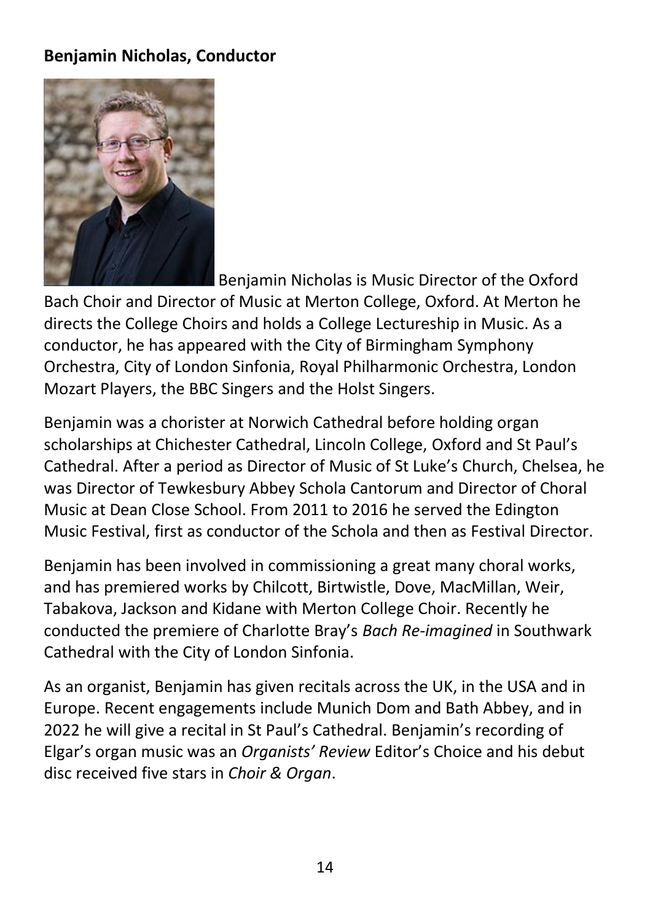**Benjamin Nicholas, Conductor**

Benjamin Nicholas is Music Director of the Oxford Bach Choir and Director of Music at Merton College, Oxford. At Merton he directs the College Choirs and holds a College Lectureship in Music. As a conductor, he has appeared with the City of Birmingham Symphony Orchestra, City of London Sinfonia, Royal Philharmonic Orchestra, London Mozart Players, the BBC Singers and the Holst Singers.

Benjamin was a chorister at Norwich Cathedral before holding organ scholarships at Chichester Cathedral, Lincoln College, Oxford and St Paul's Cathedral. After a period as Director of Music of St Luke's Church, Chelsea, he was Director of Tewkesbury Abbey Schola Cantorum and Director of Choral Music at Dean Close School. From 2011 to 2016 he served the Edington Music Festival, first as conductor of the Schola and then as Festival Director.

Benjamin has been involved in commissioning a great many choral works, and has premiered works by Chilcott, Birtwistle, Dove, MacMillan, Weir, Tabakova, Jackson and Kidane with Merton College Choir. Recently he conducted the premiere of Charlotte Bray's *Bach Re-imagined* in Southwark Cathedral with the City of London Sinfonia.

As an organist, Benjamin has given recitals across the UK, in the USA and in Europe. Recent engagements include Munich Dom and Bath Abbey, and in 2022 he will give a recital in St Paul's Cathedral. Benjamin's recording of Elgar's organ music was an *Organists' Review* Editor's Choice and his debut disc received five stars in *Choir & Organ*.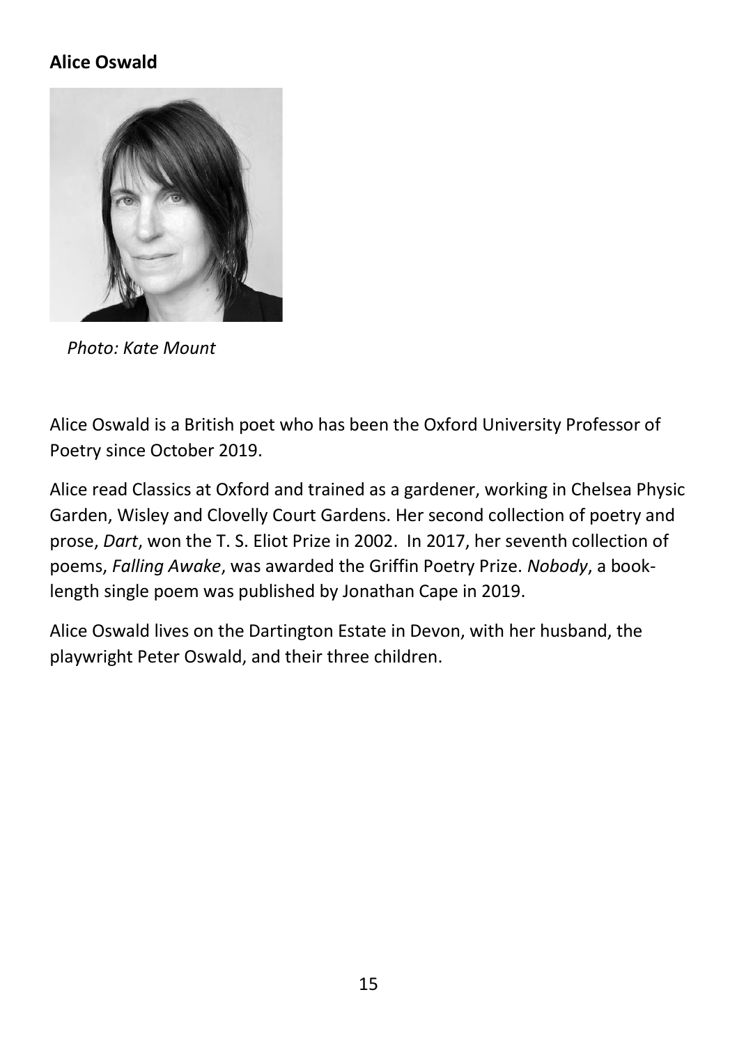**Alice Oswald**

*Photo: Kate Mount*

Alice Oswald is a British poet who has been the Oxford University Professor of Poetry since October 2019.

Alice read Classics at Oxford and trained as a gardener, working in Chelsea Physic Garden, Wisley and Clovelly Court Gardens. Her second collection of poetry and prose, *Dart*, won the T. S. Eliot Prize in 2002. In 2017, her seventh collection of poems, *Falling Awake*, was awarded the Griffin Poetry Prize. *Nobody*, a book-length single poem was published by Jonathan Cape in 2019.

Alice Oswald lives on the Dartington Estate in Devon, with her husband, the playwright Peter Oswald, and their three children.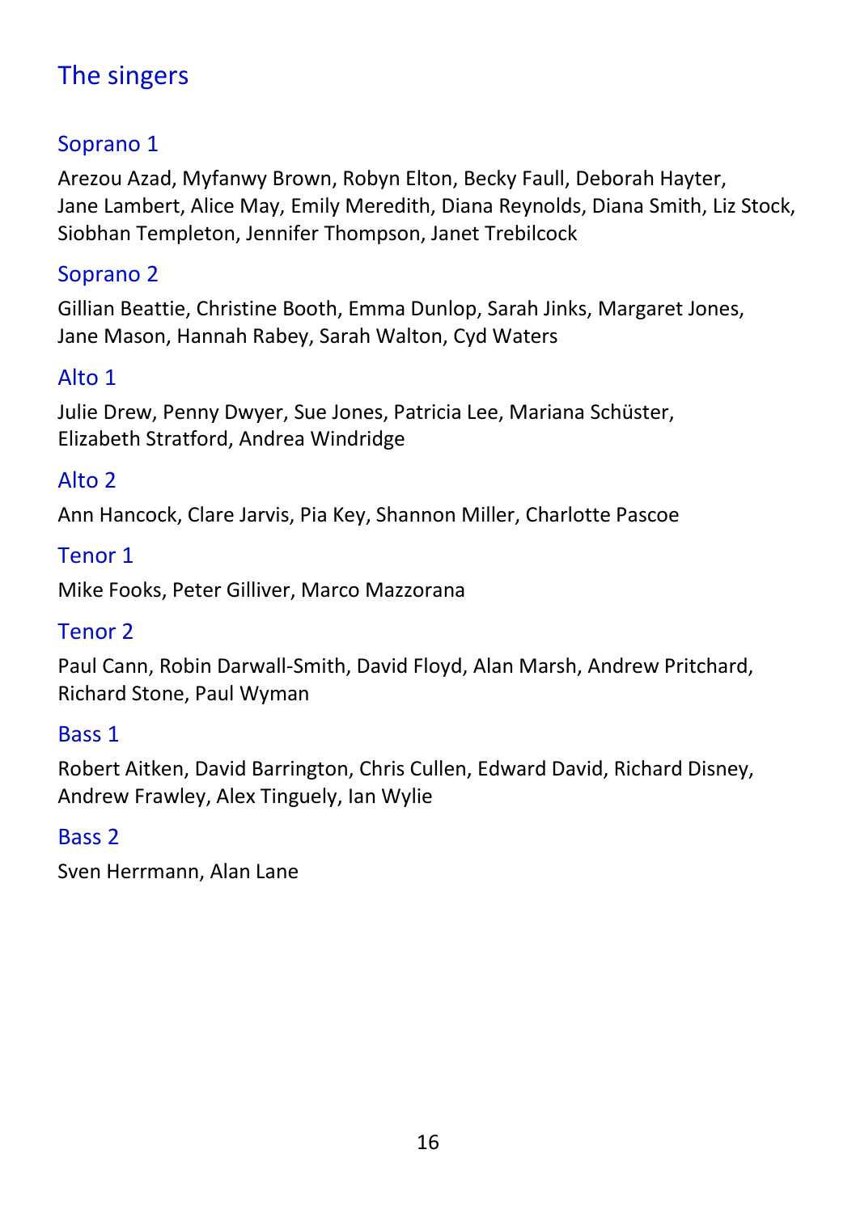## The singers

### Soprano 1

Arezou Azad, Myfanwy Brown, Robyn Elton, Becky Faull, Deborah Hayter, Jane Lambert, Alice May, Emily Meredith, Diana Reynolds, Diana Smith, Liz Stock, Siobhan Templeton, Jennifer Thompson, Janet Trebilcock

### Soprano 2

Gillian Beattie, Christine Booth, Emma Dunlop, Sarah Jinks, Margaret Jones, Jane Mason, Hannah Rabey, Sarah Walton, Cyd Waters

### Alto 1

Julie Drew, Penny Dwyer, Sue Jones, Patricia Lee, Mariana Schüster, Elizabeth Stratford, Andrea Windridge

### Alto 2

Ann Hancock, Clare Jarvis, Pia Key, Shannon Miller, Charlotte Pascoe

### Tenor 1

Mike Fooks, Peter Gilliver, Marco Mazzorana

### Tenor 2

Paul Cann, Robin Darwall-Smith, David Floyd, Alan Marsh, Andrew Pritchard, Richard Stone, Paul Wyman

### Bass 1

Robert Aitken, David Barrington, Chris Cullen, Edward David, Richard Disney, Andrew Frawley, Alex Tinguely, Ian Wylie

### Bass 2

Sven Herrmann, Alan Lane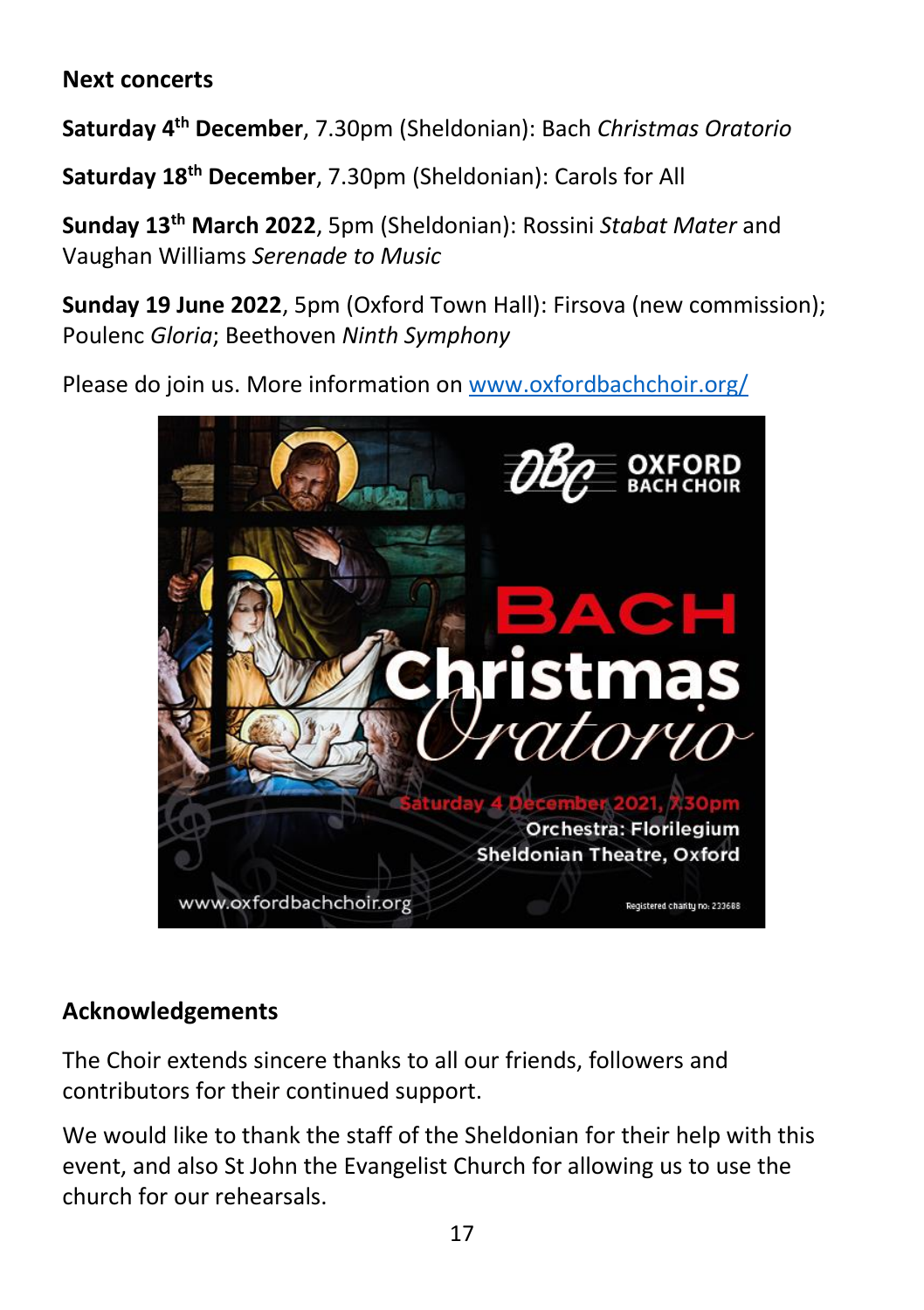**Next concerts**

**Saturday 4th December**, 7.30pm (Sheldonian): Bach *Christmas Oratorio*

**Saturday 18th December**, 7.30pm (Sheldonian): Carols for All

**Sunday 13th March 2022**, 5pm (Sheldonian): Rossini *Stabat Mater* and Vaughan Williams *Serenade to Music*

**Sunday 19 June 2022**, 5pm (Oxford Town Hall): Firsova (new commission); Poulenc *Gloria*; Beethoven *Ninth Symphony*

Please do join us. More information on [www.oxfordbachchoir.org/](http://www.oxfordbachchoir.org/)

OBC OXFORD BACH CHOIR

BACH Christmas Oratorio

Saturday 4 December 2021, 7.30pm
Orchestra: Florilegium
Sheldonian Theatre, Oxford

www.oxfordbachchoir.org

Registered charity no: 233688

## Acknowledgements

The Choir extends sincere thanks to all our friends, followers and contributors for their continued support.

We would like to thank the staff of the Sheldonian for their help with this event, and also St John the Evangelist Church for allowing us to use the church for our rehearsals.